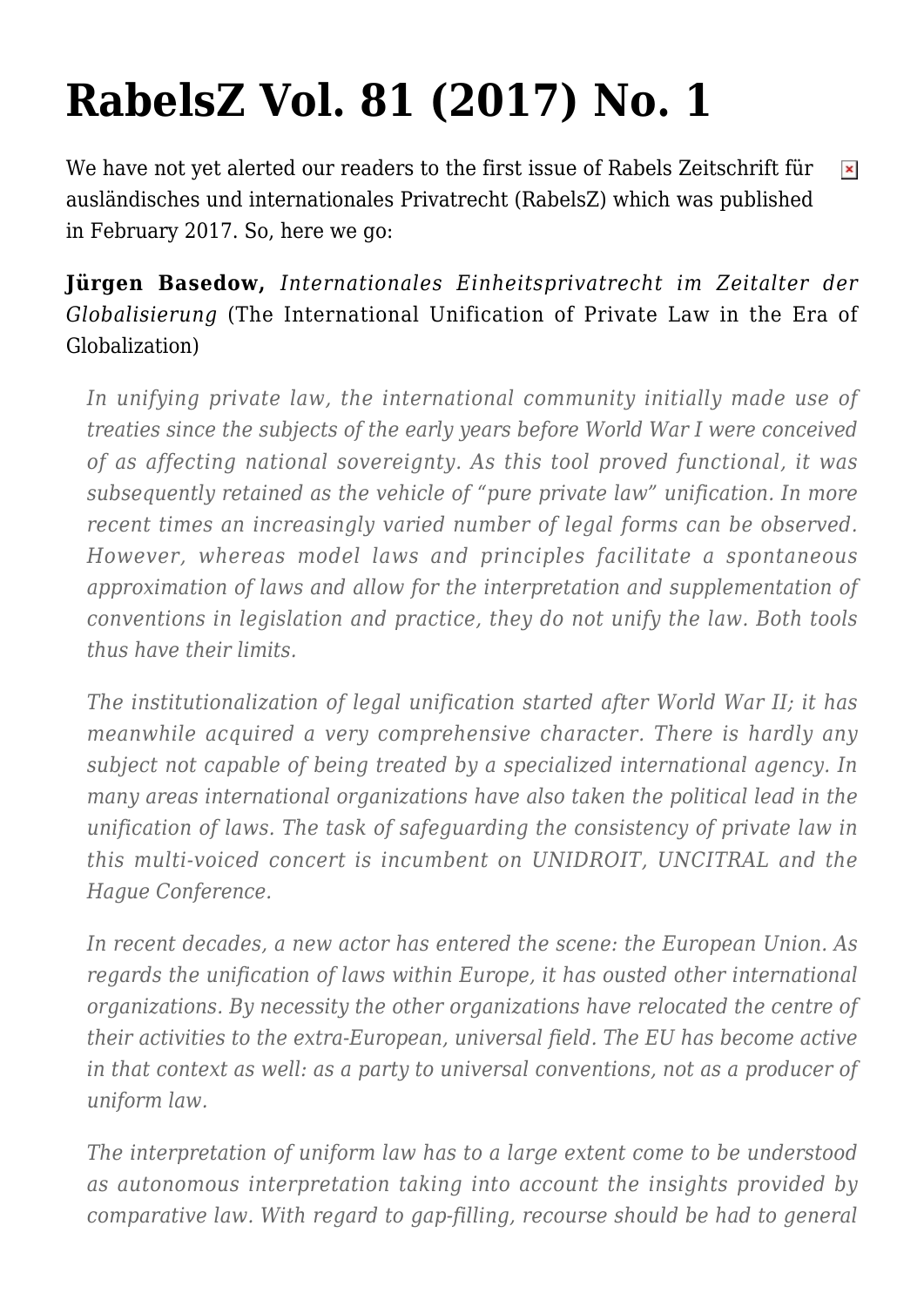# RabelsZ Vol. 81 (2017) No. 1

We have not yet alerted our readers to the first issue of Rabels Zeitschrift für ausländisches und internationales Privatrecht (RabelsZ) which was published in February 2017. So, here we go:

**Jürgen Basedow,** *Internationales Einheitsprivatrecht im Zeitalter der Globalisierung* (The International Unification of Private Law in the Era of Globalization)

> *In unifying private law, the international community initially made use of treaties since the subjects of the early years before World War I were conceived of as affecting national sovereignty. As this tool proved functional, it was subsequently retained as the vehicle of "pure private law" unification. In more recent times an increasingly varied number of legal forms can be observed. However, whereas model laws and principles facilitate a spontaneous approximation of laws and allow for the interpretation and supplementation of conventions in legislation and practice, they do not unify the law. Both tools thus have their limits.*
>
> *The institutionalization of legal unification started after World War II; it has meanwhile acquired a very comprehensive character. There is hardly any subject not capable of being treated by a specialized international agency. In many areas international organizations have also taken the political lead in the unification of laws. The task of safeguarding the consistency of private law in this multi-voiced concert is incumbent on UNIDROIT, UNCITRAL and the Hague Conference.*
>
> *In recent decades, a new actor has entered the scene: the European Union. As regards the unification of laws within Europe, it has ousted other international organizations. By necessity the other organizations have relocated the centre of their activities to the extra-European, universal field. The EU has become active in that context as well: as a party to universal conventions, not as a producer of uniform law.*
>
> *The interpretation of uniform law has to a large extent come to be understood as autonomous interpretation taking into account the insights provided by comparative law. With regard to gap-filling, recourse should be had to general*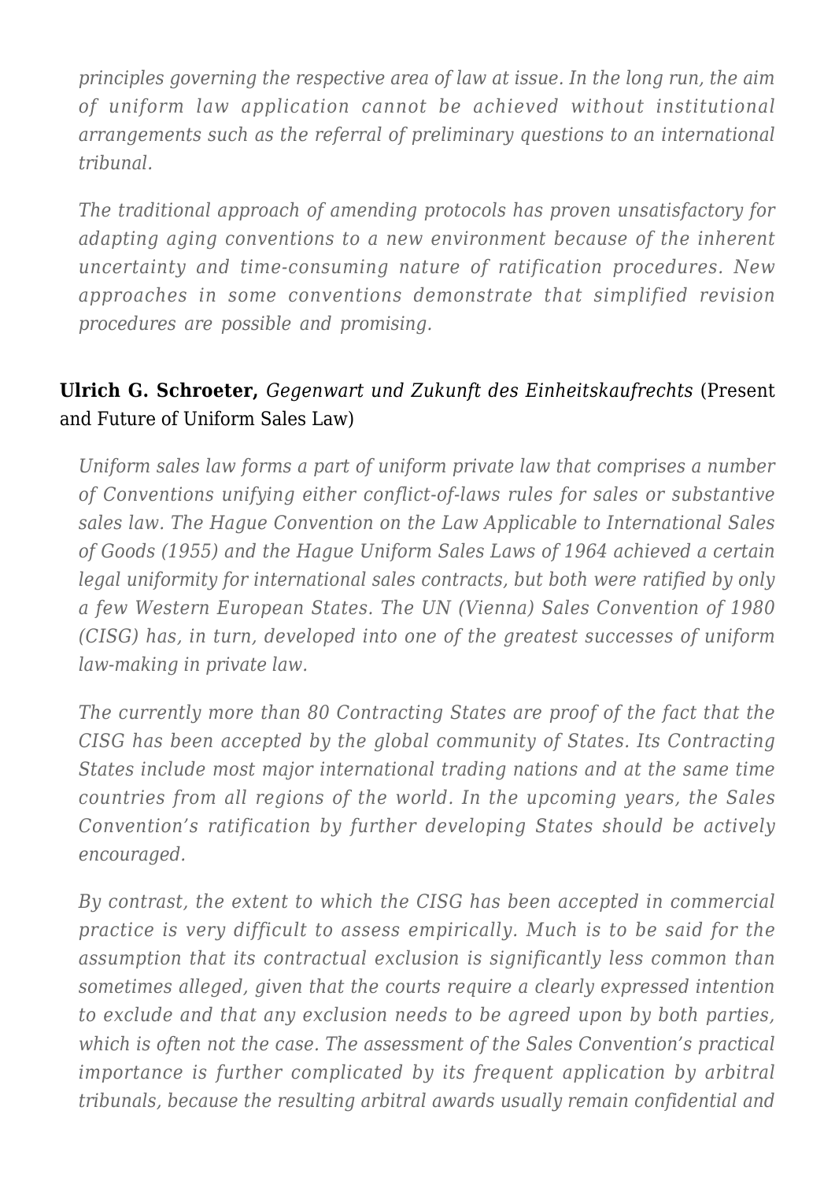*principles governing the respective area of law at issue. In the long run, the aim of uniform law application cannot be achieved without institutional arrangements such as the referral of preliminary questions to an international tribunal.*

*The traditional approach of amending protocols has proven unsatisfactory for adapting aging conventions to a new environment because of the inherent uncertainty and time-consuming nature of ratification procedures. New approaches in some conventions demonstrate that simplified revision procedures are possible and promising.*

**Ulrich G. Schroeter,** *Gegenwart und Zukunft des Einheitskaufrechts* (Present and Future of Uniform Sales Law)

*Uniform sales law forms a part of uniform private law that comprises a number of Conventions unifying either conflict-of-laws rules for sales or substantive sales law. The Hague Convention on the Law Applicable to International Sales of Goods (1955) and the Hague Uniform Sales Laws of 1964 achieved a certain legal uniformity for international sales contracts, but both were ratified by only a few Western European States. The UN (Vienna) Sales Convention of 1980 (CISG) has, in turn, developed into one of the greatest successes of uniform law-making in private law.*

*The currently more than 80 Contracting States are proof of the fact that the CISG has been accepted by the global community of States. Its Contracting States include most major international trading nations and at the same time countries from all regions of the world. In the upcoming years, the Sales Convention's ratification by further developing States should be actively encouraged.*

*By contrast, the extent to which the CISG has been accepted in commercial practice is very difficult to assess empirically. Much is to be said for the assumption that its contractual exclusion is significantly less common than sometimes alleged, given that the courts require a clearly expressed intention to exclude and that any exclusion needs to be agreed upon by both parties, which is often not the case. The assessment of the Sales Convention's practical importance is further complicated by its frequent application by arbitral tribunals, because the resulting arbitral awards usually remain confidential and*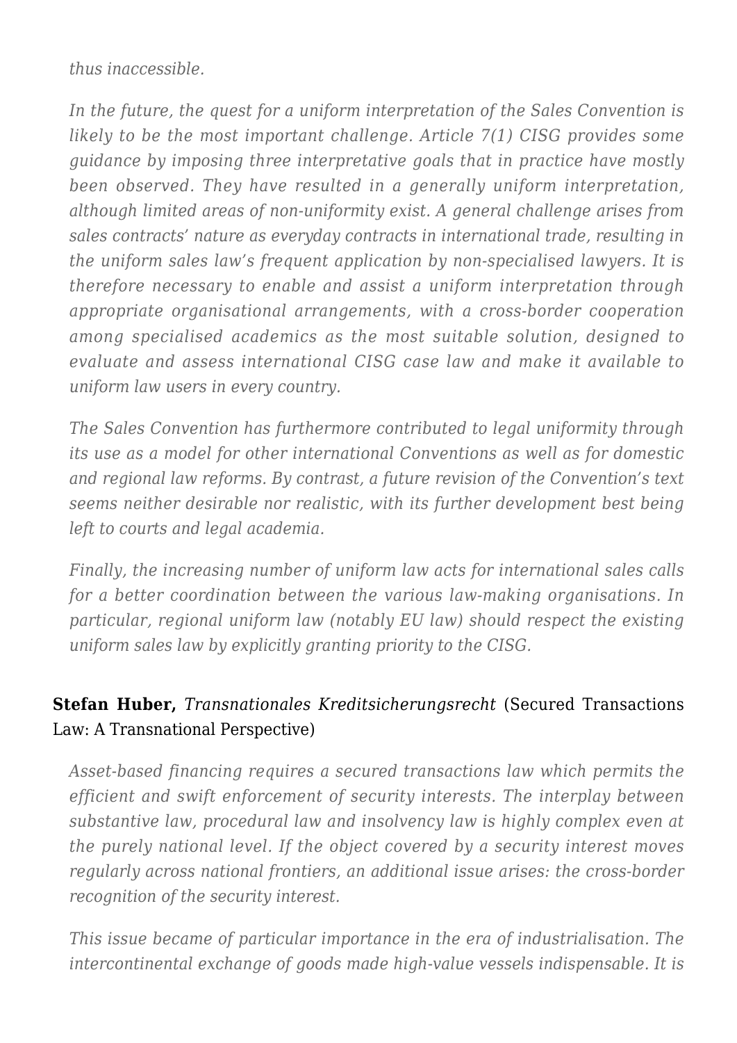*thus inaccessible.*

*In the future, the quest for a uniform interpretation of the Sales Convention is likely to be the most important challenge. Article 7(1) CISG provides some guidance by imposing three interpretative goals that in practice have mostly been observed. They have resulted in a generally uniform interpretation, although limited areas of non-uniformity exist. A general challenge arises from sales contracts' nature as everyday contracts in international trade, resulting in the uniform sales law's frequent application by non-specialised lawyers. It is therefore necessary to enable and assist a uniform interpretation through appropriate organisational arrangements, with a cross-border cooperation among specialised academics as the most suitable solution, designed to evaluate and assess international CISG case law and make it available to uniform law users in every country.*

*The Sales Convention has furthermore contributed to legal uniformity through its use as a model for other international Conventions as well as for domestic and regional law reforms. By contrast, a future revision of the Convention's text seems neither desirable nor realistic, with its further development best being left to courts and legal academia.*

*Finally, the increasing number of uniform law acts for international sales calls for a better coordination between the various law-making organisations. In particular, regional uniform law (notably EU law) should respect the existing uniform sales law by explicitly granting priority to the CISG.*

**Stefan Huber,** *Transnationales Kreditsicherungsrecht* (Secured Transactions Law: A Transnational Perspective)

*Asset-based financing requires a secured transactions law which permits the efficient and swift enforcement of security interests. The interplay between substantive law, procedural law and insolvency law is highly complex even at the purely national level. If the object covered by a security interest moves regularly across national frontiers, an additional issue arises: the cross-border recognition of the security interest.*

*This issue became of particular importance in the era of industrialisation. The intercontinental exchange of goods made high-value vessels indispensable. It is*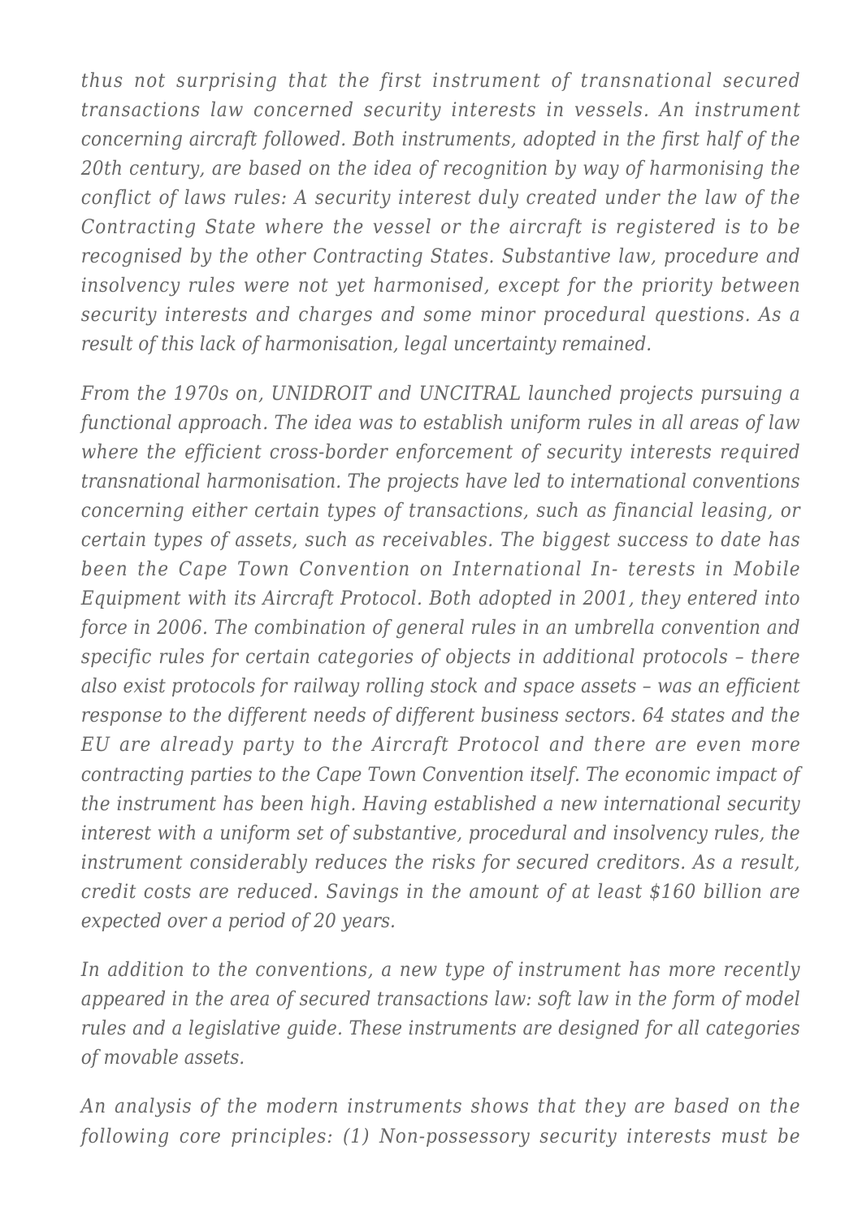*thus not surprising that the first instrument of transnational secured transactions law concerned security interests in vessels. An instrument concerning aircraft followed. Both instruments, adopted in the first half of the 20th century, are based on the idea of recognition by way of harmonising the conflict of laws rules: A security interest duly created under the law of the Contracting State where the vessel or the aircraft is registered is to be recognised by the other Contracting States. Substantive law, procedure and insolvency rules were not yet harmonised, except for the priority between security interests and charges and some minor procedural questions. As a result of this lack of harmonisation, legal uncertainty remained.*

*From the 1970s on, UNIDROIT and UNCITRAL launched projects pursuing a functional approach. The idea was to establish uniform rules in all areas of law where the efficient cross-border enforcement of security interests required transnational harmonisation. The projects have led to international conventions concerning either certain types of transactions, such as financial leasing, or certain types of assets, such as receivables. The biggest success to date has been the Cape Town Convention on International In- terests in Mobile Equipment with its Aircraft Protocol. Both adopted in 2001, they entered into force in 2006. The combination of general rules in an umbrella convention and specific rules for certain categories of objects in additional protocols – there also exist protocols for railway rolling stock and space assets – was an efficient response to the different needs of different business sectors. 64 states and the EU are already party to the Aircraft Protocol and there are even more contracting parties to the Cape Town Convention itself. The economic impact of the instrument has been high. Having established a new international security interest with a uniform set of substantive, procedural and insolvency rules, the instrument considerably reduces the risks for secured creditors. As a result, credit costs are reduced. Savings in the amount of at least $160 billion are expected over a period of 20 years.*

*In addition to the conventions, a new type of instrument has more recently appeared in the area of secured transactions law: soft law in the form of model rules and a legislative guide. These instruments are designed for all categories of movable assets.*

*An analysis of the modern instruments shows that they are based on the following core principles: (1) Non-possessory security interests must be*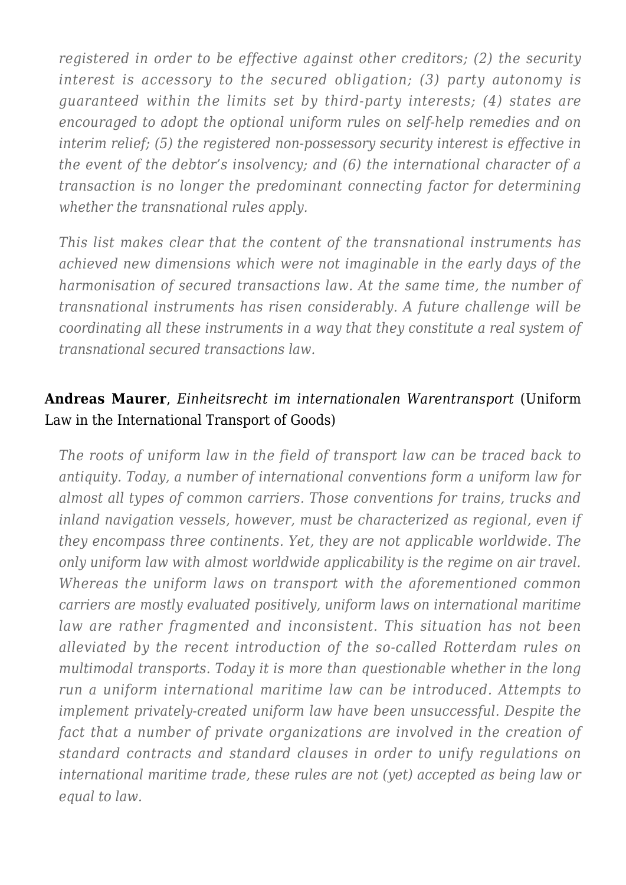*registered in order to be effective against other creditors; (2) the security interest is accessory to the secured obligation; (3) party autonomy is guaranteed within the limits set by third-party interests; (4) states are encouraged to adopt the optional uniform rules on self-help remedies and on interim relief; (5) the registered non-possessory security interest is effective in the event of the debtor's insolvency; and (6) the international character of a transaction is no longer the predominant connecting factor for determining whether the transnational rules apply.*

*This list makes clear that the content of the transnational instruments has achieved new dimensions which were not imaginable in the early days of the harmonisation of secured transactions law. At the same time, the number of transnational instruments has risen considerably. A future challenge will be coordinating all these instruments in a way that they constitute a real system of transnational secured transactions law.*

**Andreas Maurer**, *Einheitsrecht im internationalen Warentransport* (Uniform Law in the International Transport of Goods)

*The roots of uniform law in the field of transport law can be traced back to antiquity. Today, a number of international conventions form a uniform law for almost all types of common carriers. Those conventions for trains, trucks and inland navigation vessels, however, must be characterized as regional, even if they encompass three continents. Yet, they are not applicable worldwide. The only uniform law with almost worldwide applicability is the regime on air travel. Whereas the uniform laws on transport with the aforementioned common carriers are mostly evaluated positively, uniform laws on international maritime law are rather fragmented and inconsistent. This situation has not been alleviated by the recent introduction of the so-called Rotterdam rules on multimodal transports. Today it is more than questionable whether in the long run a uniform international maritime law can be introduced. Attempts to implement privately-created uniform law have been unsuccessful. Despite the fact that a number of private organizations are involved in the creation of standard contracts and standard clauses in order to unify regulations on international maritime trade, these rules are not (yet) accepted as being law or equal to law.*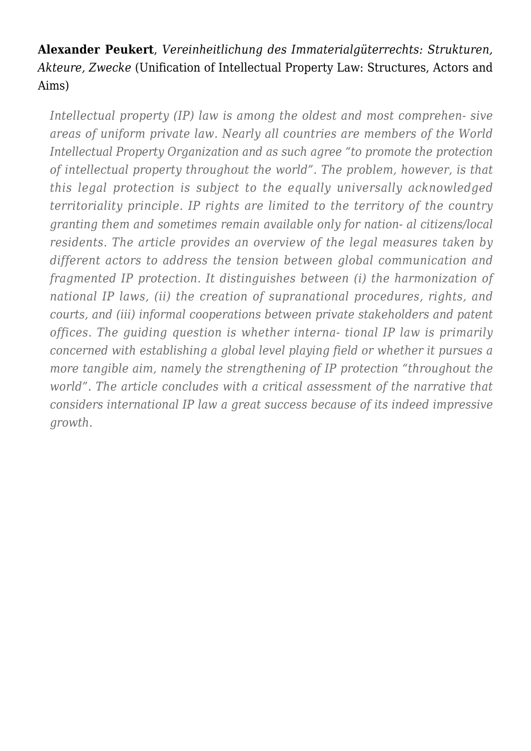**Alexander Peukert**, *Vereinheitlichung des Immaterialgüterrechts: Strukturen, Akteure, Zwecke* (Unification of Intellectual Property Law: Structures, Actors and Aims)

> *Intellectual property (IP) law is among the oldest and most comprehensive areas of uniform private law. Nearly all countries are members of the World Intellectual Property Organization and as such agree "to promote the protection of intellectual property throughout the world". The problem, however, is that this legal protection is subject to the equally universally acknowledged territoriality principle. IP rights are limited to the territory of the country granting them and sometimes remain available only for national citizens/local residents. The article provides an overview of the legal measures taken by different actors to address the tension between global communication and fragmented IP protection. It distinguishes between (i) the harmonization of national IP laws, (ii) the creation of supranational procedures, rights, and courts, and (iii) informal cooperations between private stakeholders and patent offices. The guiding question is whether international IP law is primarily concerned with establishing a global level playing field or whether it pursues a more tangible aim, namely the strengthening of IP protection "throughout the world". The article concludes with a critical assessment of the narrative that considers international IP law a great success because of its indeed impressive growth.*